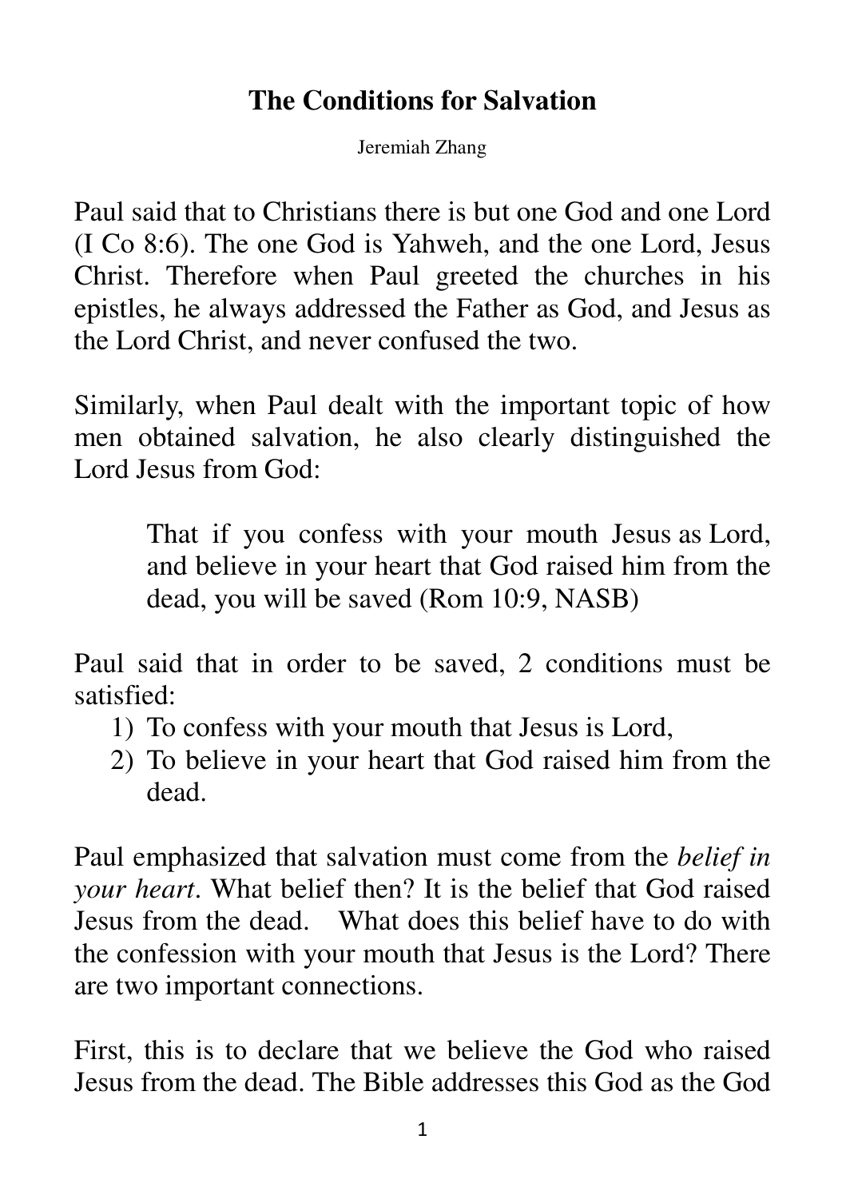# The Conditions for Salvation

Jeremiah Zhang

Paul said that to Christians there is but one God and one Lord (I Co 8:6). The one God is Yahweh, and the one Lord, Jesus Christ. Therefore when Paul greeted the churches in his epistles, he always addressed the Father as God, and Jesus as the Lord Christ, and never confused the two.

Similarly, when Paul dealt with the important topic of how men obtained salvation, he also clearly distinguished the Lord Jesus from God:

> That if you confess with your mouth Jesus as Lord, and believe in your heart that God raised him from the dead, you will be saved (Rom 10:9, NASB)

Paul said that in order to be saved, 2 conditions must be satisfied:

1) To confess with your mouth that Jesus is Lord,
2) To believe in your heart that God raised him from the dead.

Paul emphasized that salvation must come from the *belief in your heart*. What belief then? It is the belief that God raised Jesus from the dead. What does this belief have to do with the confession with your mouth that Jesus is the Lord? There are two important connections.

First, this is to declare that we believe the God who raised Jesus from the dead. The Bible addresses this God as the God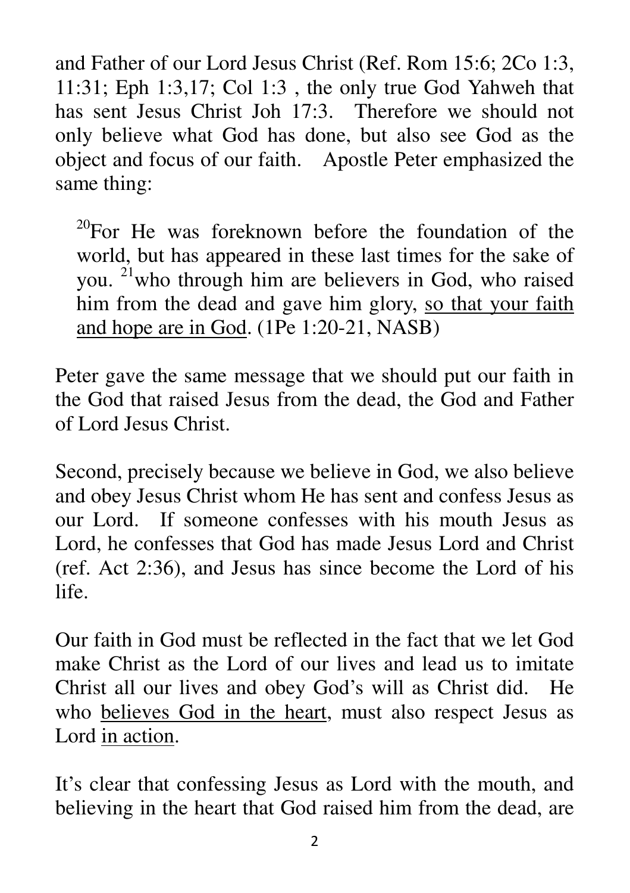and Father of our Lord Jesus Christ (Ref. Rom 15:6; 2Co 1:3, 11:31; Eph 1:3,17; Col 1:3 , the only true God Yahweh that has sent Jesus Christ Joh 17:3. Therefore we should not only believe what God has done, but also see God as the object and focus of our faith. Apostle Peter emphasized the same thing:

> [20]For He was foreknown before the foundation of the world, but has appeared in these last times for the sake of you. [21]who through him are believers in God, who raised him from the dead and gave him glory, <u>so that your faith and hope are in God</u>. (1Pe 1:20-21, NASB)

Peter gave the same message that we should put our faith in the God that raised Jesus from the dead, the God and Father of Lord Jesus Christ.

Second, precisely because we believe in God, we also believe and obey Jesus Christ whom He has sent and confess Jesus as our Lord. If someone confesses with his mouth Jesus as Lord, he confesses that God has made Jesus Lord and Christ (ref. Act 2:36), and Jesus has since become the Lord of his life.

Our faith in God must be reflected in the fact that we let God make Christ as the Lord of our lives and lead us to imitate Christ all our lives and obey God's will as Christ did. He who <u>believes God in the heart</u>, must also respect Jesus as Lord <u>in action</u>.

It's clear that confessing Jesus as Lord with the mouth, and believing in the heart that God raised him from the dead, are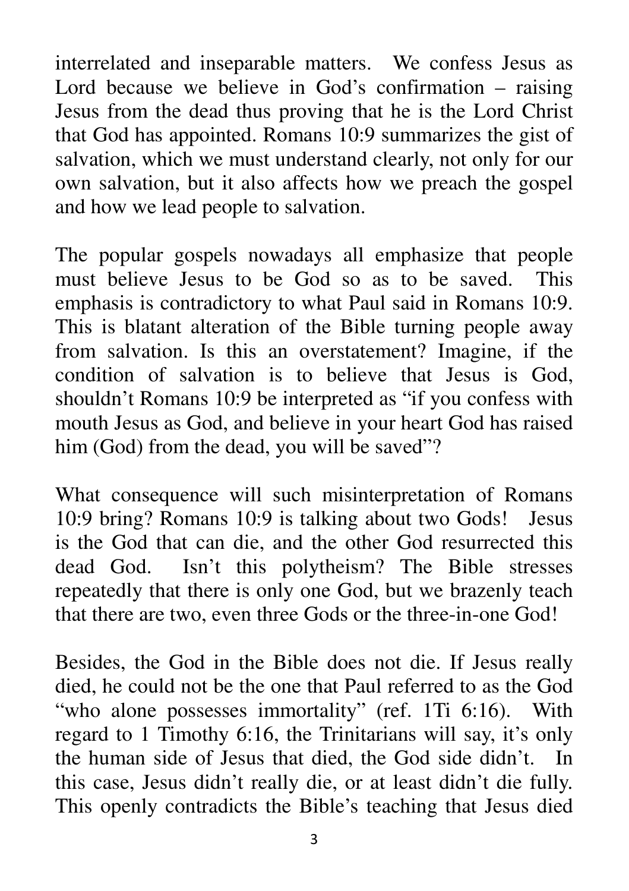interrelated and inseparable matters. We confess Jesus as Lord because we believe in God's confirmation – raising Jesus from the dead thus proving that he is the Lord Christ that God has appointed. Romans 10:9 summarizes the gist of salvation, which we must understand clearly, not only for our own salvation, but it also affects how we preach the gospel and how we lead people to salvation.

The popular gospels nowadays all emphasize that people must believe Jesus to be God so as to be saved. This emphasis is contradictory to what Paul said in Romans 10:9. This is blatant alteration of the Bible turning people away from salvation. Is this an overstatement? Imagine, if the condition of salvation is to believe that Jesus is God, shouldn't Romans 10:9 be interpreted as "if you confess with mouth Jesus as God, and believe in your heart God has raised him (God) from the dead, you will be saved"?

What consequence will such misinterpretation of Romans 10:9 bring? Romans 10:9 is talking about two Gods! Jesus is the God that can die, and the other God resurrected this dead God. Isn't this polytheism? The Bible stresses repeatedly that there is only one God, but we brazenly teach that there are two, even three Gods or the three-in-one God!

Besides, the God in the Bible does not die. If Jesus really died, he could not be the one that Paul referred to as the God "who alone possesses immortality" (ref. 1Ti 6:16). With regard to 1 Timothy 6:16, the Trinitarians will say, it's only the human side of Jesus that died, the God side didn't. In this case, Jesus didn't really die, or at least didn't die fully. This openly contradicts the Bible's teaching that Jesus died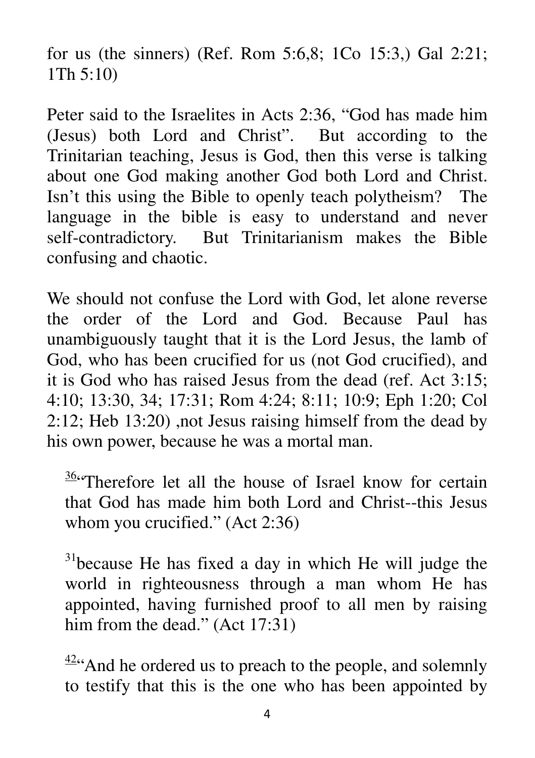for us (the sinners) (Ref. Rom 5:6,8; 1Co 15:3,) Gal 2:21; 1Th 5:10)

Peter said to the Israelites in Acts 2:36, "God has made him (Jesus) both Lord and Christ". But according to the Trinitarian teaching, Jesus is God, then this verse is talking about one God making another God both Lord and Christ. Isn't this using the Bible to openly teach polytheism? The language in the bible is easy to understand and never self-contradictory. But Trinitarianism makes the Bible confusing and chaotic.

We should not confuse the Lord with God, let alone reverse the order of the Lord and God. Because Paul has unambiguously taught that it is the Lord Jesus, the lamb of God, who has been crucified for us (not God crucified), and it is God who has raised Jesus from the dead (ref. Act 3:15; 4:10; 13:30, 34; 17:31; Rom 4:24; 8:11; 10:9; Eph 1:20; Col 2:12; Heb 13:20) ,not Jesus raising himself from the dead by his own power, because he was a mortal man.

> [36]"Therefore let all the house of Israel know for certain that God has made him both Lord and Christ--this Jesus whom you crucified." (Act 2:36)
>
> [31]because He has fixed a day in which He will judge the world in righteousness through a man whom He has appointed, having furnished proof to all men by raising him from the dead." (Act 17:31)
>
> [42]"And he ordered us to preach to the people, and solemnly to testify that this is the one who has been appointed by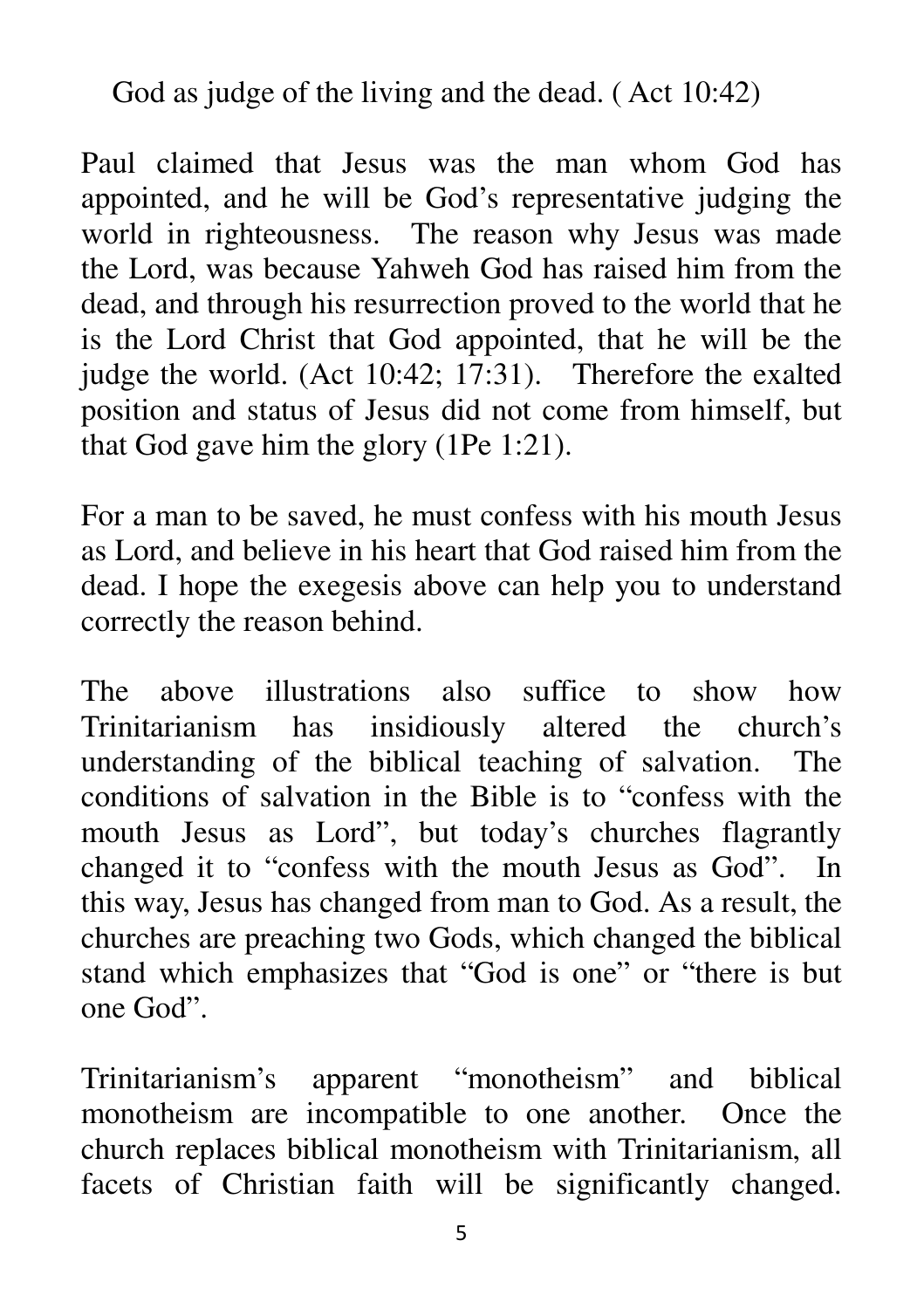God as judge of the living and the dead. ( Act 10:42)

Paul claimed that Jesus was the man whom God has appointed, and he will be God's representative judging the world in righteousness. The reason why Jesus was made the Lord, was because Yahweh God has raised him from the dead, and through his resurrection proved to the world that he is the Lord Christ that God appointed, that he will be the judge the world. (Act 10:42; 17:31). Therefore the exalted position and status of Jesus did not come from himself, but that God gave him the glory (1Pe 1:21).

For a man to be saved, he must confess with his mouth Jesus as Lord, and believe in his heart that God raised him from the dead. I hope the exegesis above can help you to understand correctly the reason behind.

The above illustrations also suffice to show how Trinitarianism has insidiously altered the church's understanding of the biblical teaching of salvation. The conditions of salvation in the Bible is to "confess with the mouth Jesus as Lord", but today's churches flagrantly changed it to "confess with the mouth Jesus as God". In this way, Jesus has changed from man to God. As a result, the churches are preaching two Gods, which changed the biblical stand which emphasizes that "God is one" or "there is but one God".

Trinitarianism's apparent "monotheism" and biblical monotheism are incompatible to one another. Once the church replaces biblical monotheism with Trinitarianism, all facets of Christian faith will be significantly changed.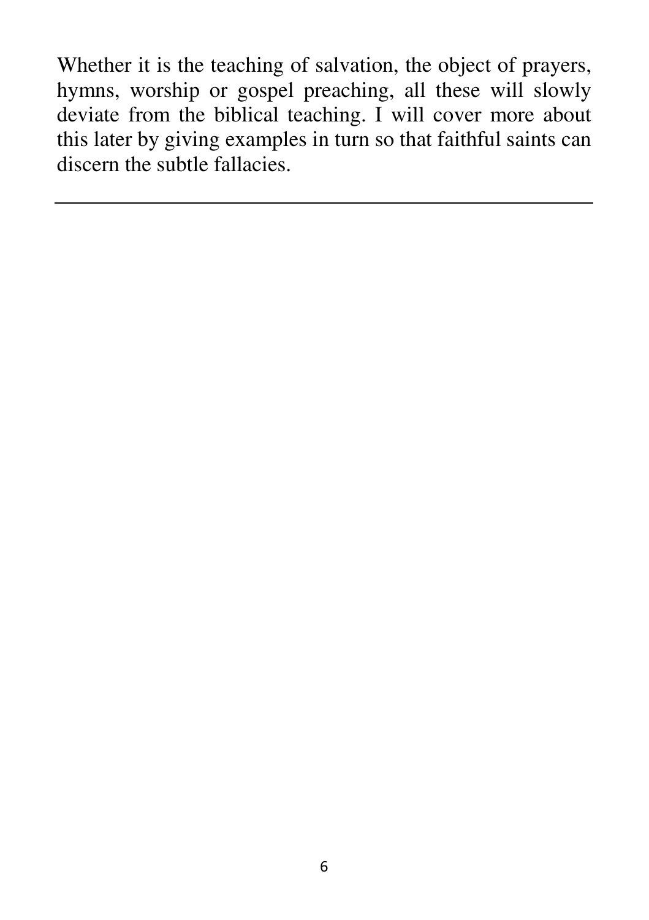Whether it is the teaching of salvation, the object of prayers, hymns, worship or gospel preaching, all these will slowly deviate from the biblical teaching. I will cover more about this later by giving examples in turn so that faithful saints can discern the subtle fallacies.

---